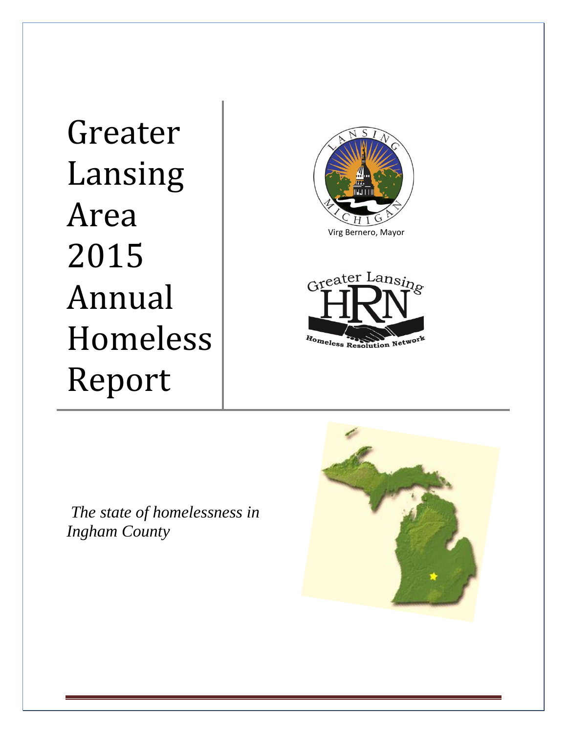# Greater Lansing Area 2015 Annual Homeless Report

Virg Bernero, Mayor

*The state of homelessness in Ingham County*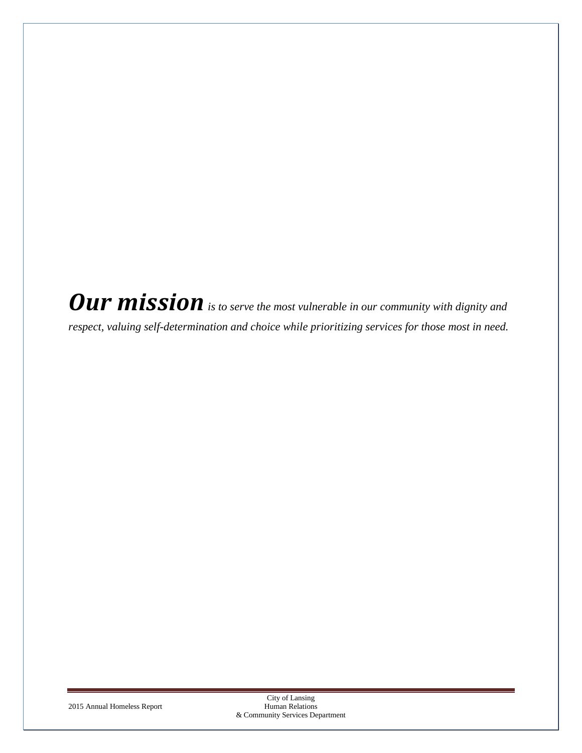***Our mission*** *is to serve the most vulnerable in our community with dignity and respect, valuing self-determination and choice while prioritizing services for those most in need.*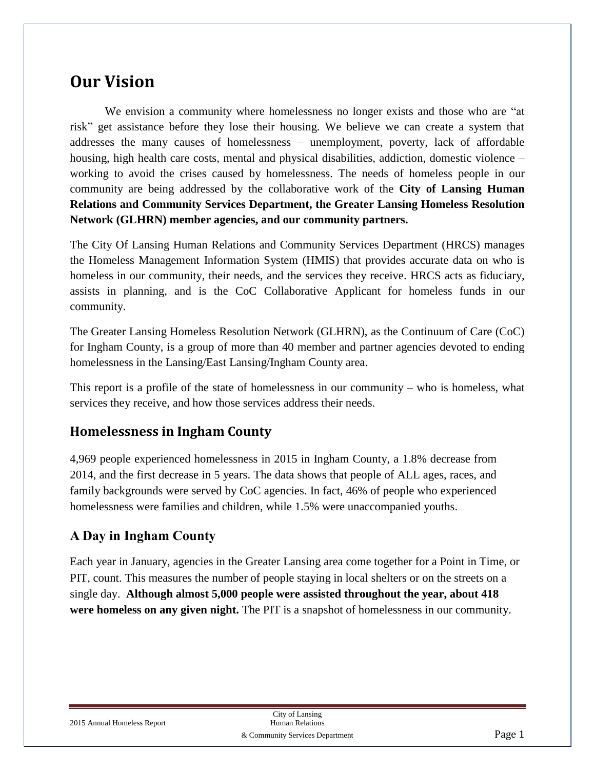# Our Vision

We envision a community where homelessness no longer exists and those who are "at risk" get assistance before they lose their housing. We believe we can create a system that addresses the many causes of homelessness – unemployment, poverty, lack of affordable housing, high health care costs, mental and physical disabilities, addiction, domestic violence – working to avoid the crises caused by homelessness. The needs of homeless people in our community are being addressed by the collaborative work of the **City of Lansing Human Relations and Community Services Department, the Greater Lansing Homeless Resolution Network (GLHRN) member agencies, and our community partners.**

The City Of Lansing Human Relations and Community Services Department (HRCS) manages the Homeless Management Information System (HMIS) that provides accurate data on who is homeless in our community, their needs, and the services they receive. HRCS acts as fiduciary, assists in planning, and is the CoC Collaborative Applicant for homeless funds in our community.

The Greater Lansing Homeless Resolution Network (GLHRN), as the Continuum of Care (CoC) for Ingham County, is a group of more than 40 member and partner agencies devoted to ending homelessness in the Lansing/East Lansing/Ingham County area.

This report is a profile of the state of homelessness in our community – who is homeless, what services they receive, and how those services address their needs.

## Homelessness in Ingham County

4,969 people experienced homelessness in 2015 in Ingham County, a 1.8% decrease from 2014, and the first decrease in 5 years. The data shows that people of ALL ages, races, and family backgrounds were served by CoC agencies. In fact, 46% of people who experienced homelessness were families and children, while 1.5% were unaccompanied youths.

## A Day in Ingham County

Each year in January, agencies in the Greater Lansing area come together for a Point in Time, or PIT, count. This measures the number of people staying in local shelters or on the streets on a single day. **Although almost 5,000 people were assisted throughout the year, about 418 were homeless on any given night.** The PIT is a snapshot of homelessness in our community.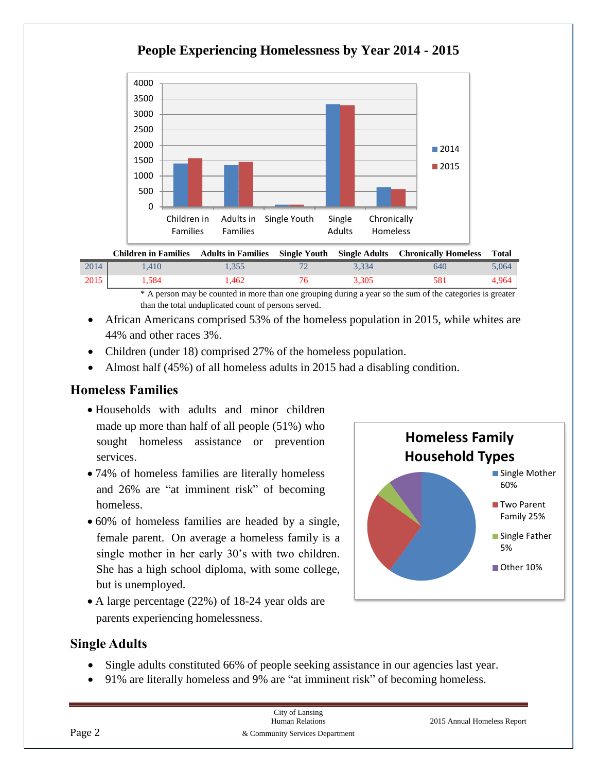## People Experiencing Homelessness by Year 2014 - 2015

| | Children in Families | Adults in Families | Single Youth | Single Adults | Chronically Homeless | Total |
|---|---|---|---|---|---|---|
| 2014 | 1,410 | 1,355 | 72 | 3,334 | 640 | 5,064 |
| 2015 | 1,584 | 1,462 | 76 | 3,305 | 581 | 4,964 |

* A person may be counted in more than one grouping during a year so the sum of the categories is greater than the total unduplicated count of persons served.

- African Americans comprised 53% of the homeless population in 2015, while whites are 44% and other races 3%.
- Children (under 18) comprised 27% of the homeless population.
- Almost half (45%) of all homeless adults in 2015 had a disabling condition.

## Homeless Families

- Households with adults and minor children made up more than half of all people (51%) who sought homeless assistance or prevention services.
- 74% of homeless families are literally homeless and 26% are "at imminent risk" of becoming homeless.
- 60% of homeless families are headed by a single, female parent. On average a homeless family is a single mother in her early 30's with two children. She has a high school diploma, with some college, but is unemployed.
- A large percentage (22%) of 18-24 year olds are parents experiencing homelessness.

**Homeless Family Household Types**

- Single Mother 60%
- Two Parent Family 25%
- Single Father 5%
- Other 10%

## Single Adults

- Single adults constituted 66% of people seeking assistance in our agencies last year.
- 91% are literally homeless and 9% are "at imminent risk" of becoming homeless.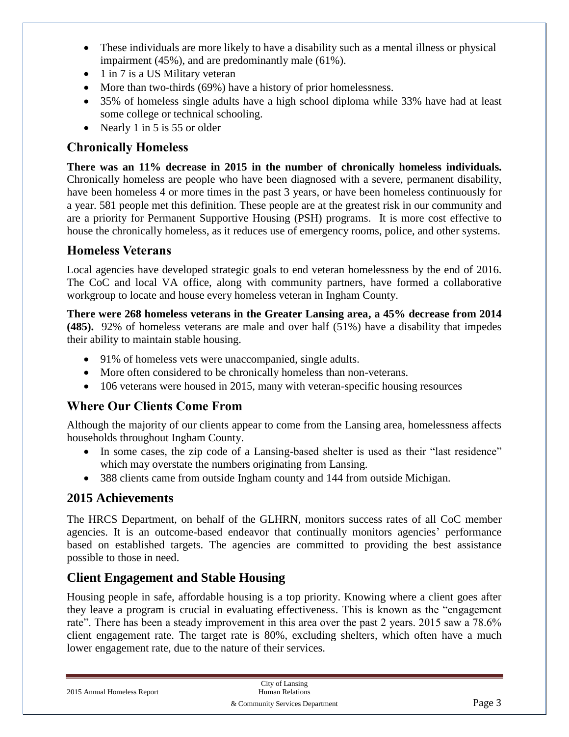- These individuals are more likely to have a disability such as a mental illness or physical impairment (45%), and are predominantly male (61%).
- 1 in 7 is a US Military veteran
- More than two-thirds (69%) have a history of prior homelessness.
- 35% of homeless single adults have a high school diploma while 33% have had at least some college or technical schooling.
- Nearly 1 in 5 is 55 or older

## Chronically Homeless

**There was an 11% decrease in 2015 in the number of chronically homeless individuals.** Chronically homeless are people who have been diagnosed with a severe, permanent disability, have been homeless 4 or more times in the past 3 years, or have been homeless continuously for a year. 581 people met this definition. These people are at the greatest risk in our community and are a priority for Permanent Supportive Housing (PSH) programs. It is more cost effective to house the chronically homeless, as it reduces use of emergency rooms, police, and other systems.

## Homeless Veterans

Local agencies have developed strategic goals to end veteran homelessness by the end of 2016. The CoC and local VA office, along with community partners, have formed a collaborative workgroup to locate and house every homeless veteran in Ingham County.

**There were 268 homeless veterans in the Greater Lansing area, a 45% decrease from 2014 (485).** 92% of homeless veterans are male and over half (51%) have a disability that impedes their ability to maintain stable housing.

- 91% of homeless vets were unaccompanied, single adults.
- More often considered to be chronically homeless than non-veterans.
- 106 veterans were housed in 2015, many with veteran-specific housing resources

## Where Our Clients Come From

Although the majority of our clients appear to come from the Lansing area, homelessness affects households throughout Ingham County.

- In some cases, the zip code of a Lansing-based shelter is used as their "last residence" which may overstate the numbers originating from Lansing.
- 388 clients came from outside Ingham county and 144 from outside Michigan.

## 2015 Achievements

The HRCS Department, on behalf of the GLHRN, monitors success rates of all CoC member agencies. It is an outcome-based endeavor that continually monitors agencies' performance based on established targets. The agencies are committed to providing the best assistance possible to those in need.

## Client Engagement and Stable Housing

Housing people in safe, affordable housing is a top priority. Knowing where a client goes after they leave a program is crucial in evaluating effectiveness. This is known as the "engagement rate". There has been a steady improvement in this area over the past 2 years. 2015 saw a 78.6% client engagement rate. The target rate is 80%, excluding shelters, which often have a much lower engagement rate, due to the nature of their services.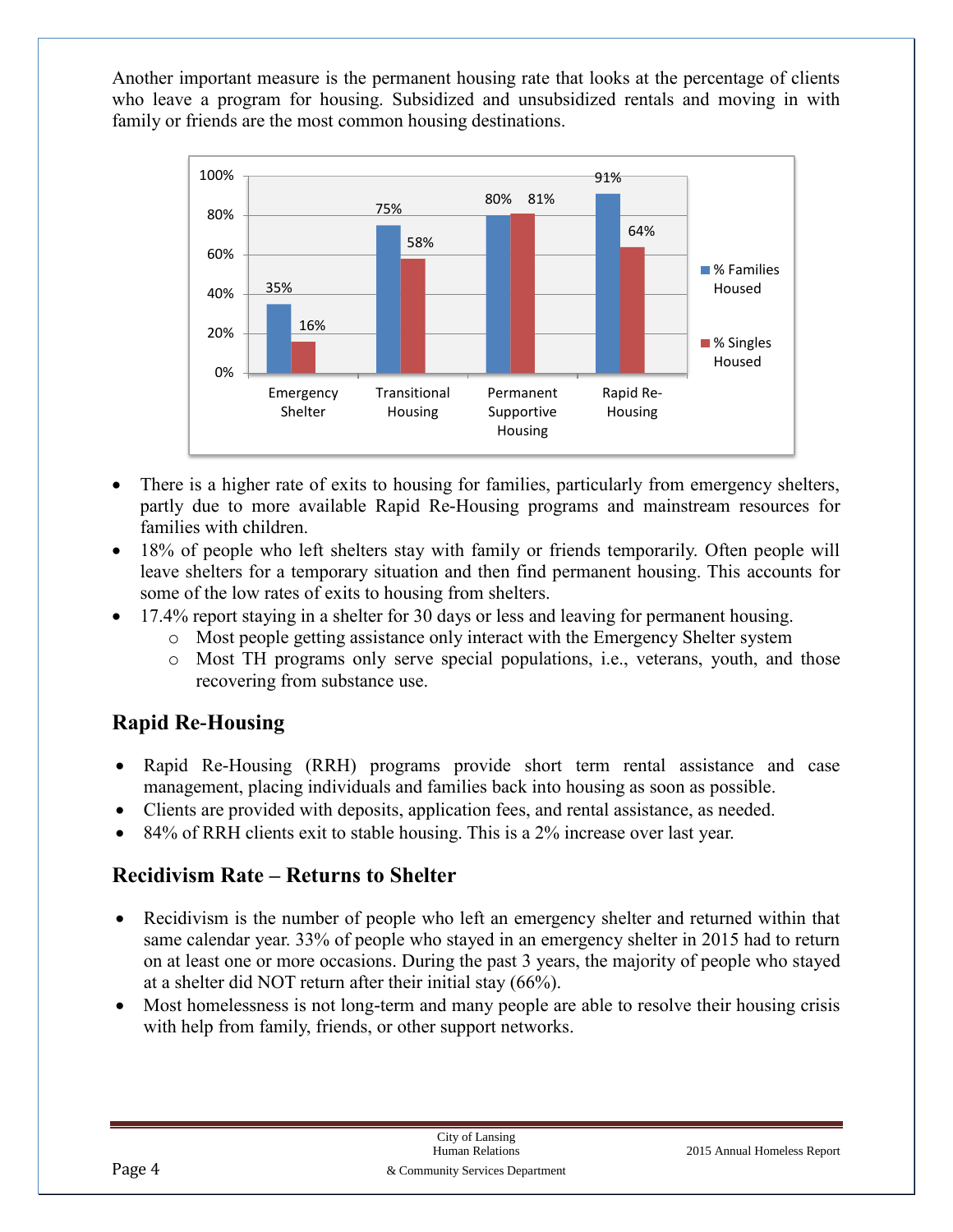Another important measure is the permanent housing rate that looks at the percentage of clients who leave a program for housing. Subsidized and unsubsidized rentals and moving in with family or friends are the most common housing destinations.

| | % Families Housed | % Singles Housed |
|---|---|---|
| Emergency Shelter | 35% | 16% |
| Transitional Housing | 75% | 58% |
| Permanent Supportive Housing | 80% | 81% |
| Rapid Re-Housing | 91% | 64% |

- There is a higher rate of exits to housing for families, particularly from emergency shelters, partly due to more available Rapid Re-Housing programs and mainstream resources for families with children.
- 18% of people who left shelters stay with family or friends temporarily. Often people will leave shelters for a temporary situation and then find permanent housing. This accounts for some of the low rates of exits to housing from shelters.
- 17.4% report staying in a shelter for 30 days or less and leaving for permanent housing.
  - Most people getting assistance only interact with the Emergency Shelter system
  - Most TH programs only serve special populations, i.e., veterans, youth, and those recovering from substance use.

## Rapid Re-Housing

- Rapid Re-Housing (RRH) programs provide short term rental assistance and case management, placing individuals and families back into housing as soon as possible.
- Clients are provided with deposits, application fees, and rental assistance, as needed.
- 84% of RRH clients exit to stable housing. This is a 2% increase over last year.

## Recidivism Rate – Returns to Shelter

- Recidivism is the number of people who left an emergency shelter and returned within that same calendar year. 33% of people who stayed in an emergency shelter in 2015 had to return on at least one or more occasions. During the past 3 years, the majority of people who stayed at a shelter did NOT return after their initial stay (66%).
- Most homelessness is not long-term and many people are able to resolve their housing crisis with help from family, friends, or other support networks.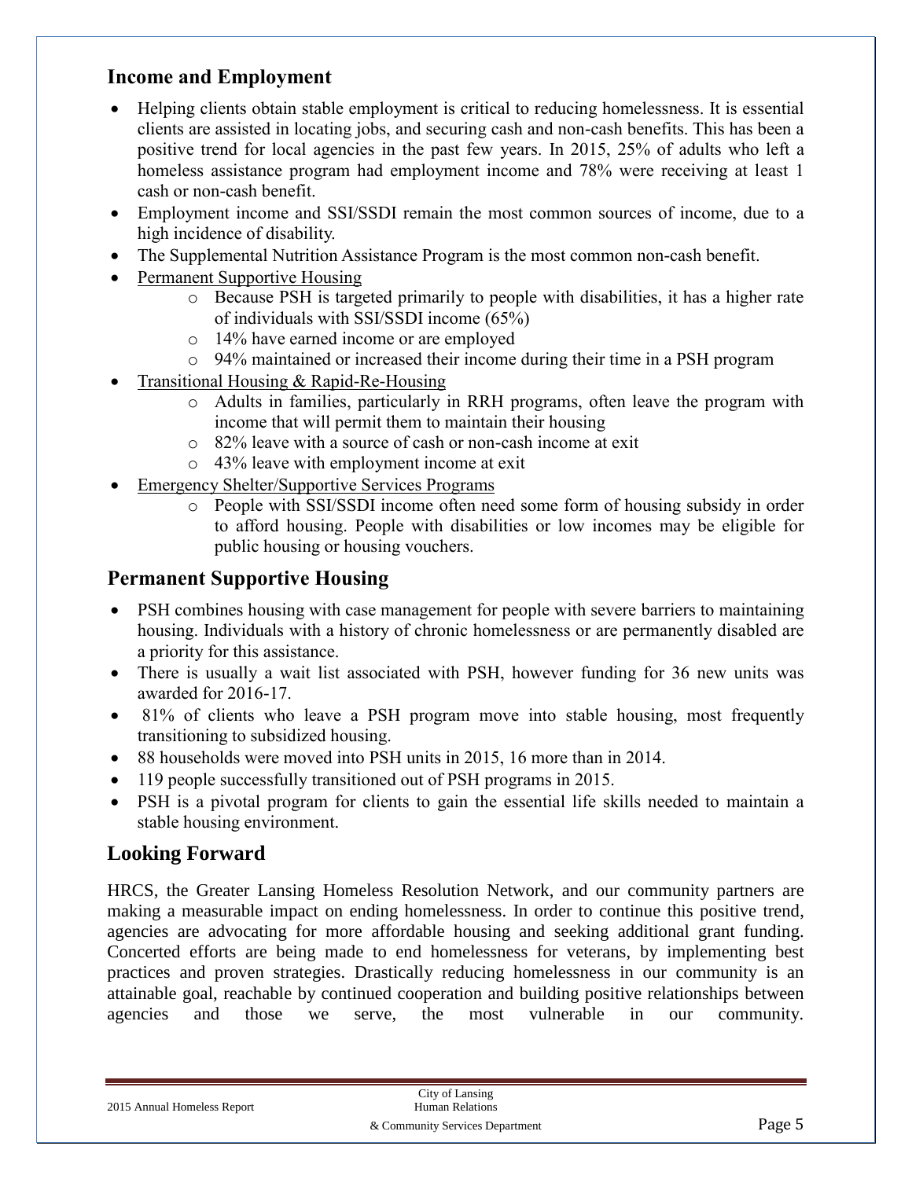## Income and Employment

- Helping clients obtain stable employment is critical to reducing homelessness. It is essential clients are assisted in locating jobs, and securing cash and non-cash benefits. This has been a positive trend for local agencies in the past few years. In 2015, 25% of adults who left a homeless assistance program had employment income and 78% were receiving at least 1 cash or non-cash benefit.
- Employment income and SSI/SSDI remain the most common sources of income, due to a high incidence of disability.
- The Supplemental Nutrition Assistance Program is the most common non-cash benefit.
- Permanent Supportive Housing
  - Because PSH is targeted primarily to people with disabilities, it has a higher rate of individuals with SSI/SSDI income (65%)
  - 14% have earned income or are employed
  - 94% maintained or increased their income during their time in a PSH program
- Transitional Housing & Rapid-Re-Housing
  - Adults in families, particularly in RRH programs, often leave the program with income that will permit them to maintain their housing
  - 82% leave with a source of cash or non-cash income at exit
  - 43% leave with employment income at exit
- Emergency Shelter/Supportive Services Programs
  - People with SSI/SSDI income often need some form of housing subsidy in order to afford housing. People with disabilities or low incomes may be eligible for public housing or housing vouchers.

## Permanent Supportive Housing

- PSH combines housing with case management for people with severe barriers to maintaining housing. Individuals with a history of chronic homelessness or are permanently disabled are a priority for this assistance.
- There is usually a wait list associated with PSH, however funding for 36 new units was awarded for 2016-17.
- 81% of clients who leave a PSH program move into stable housing, most frequently transitioning to subsidized housing.
- 88 households were moved into PSH units in 2015, 16 more than in 2014.
- 119 people successfully transitioned out of PSH programs in 2015.
- PSH is a pivotal program for clients to gain the essential life skills needed to maintain a stable housing environment.

## Looking Forward

HRCS, the Greater Lansing Homeless Resolution Network, and our community partners are making a measurable impact on ending homelessness. In order to continue this positive trend, agencies are advocating for more affordable housing and seeking additional grant funding. Concerted efforts are being made to end homelessness for veterans, by implementing best practices and proven strategies. Drastically reducing homelessness in our community is an attainable goal, reachable by continued cooperation and building positive relationships between agencies and those we serve, the most vulnerable in our community.